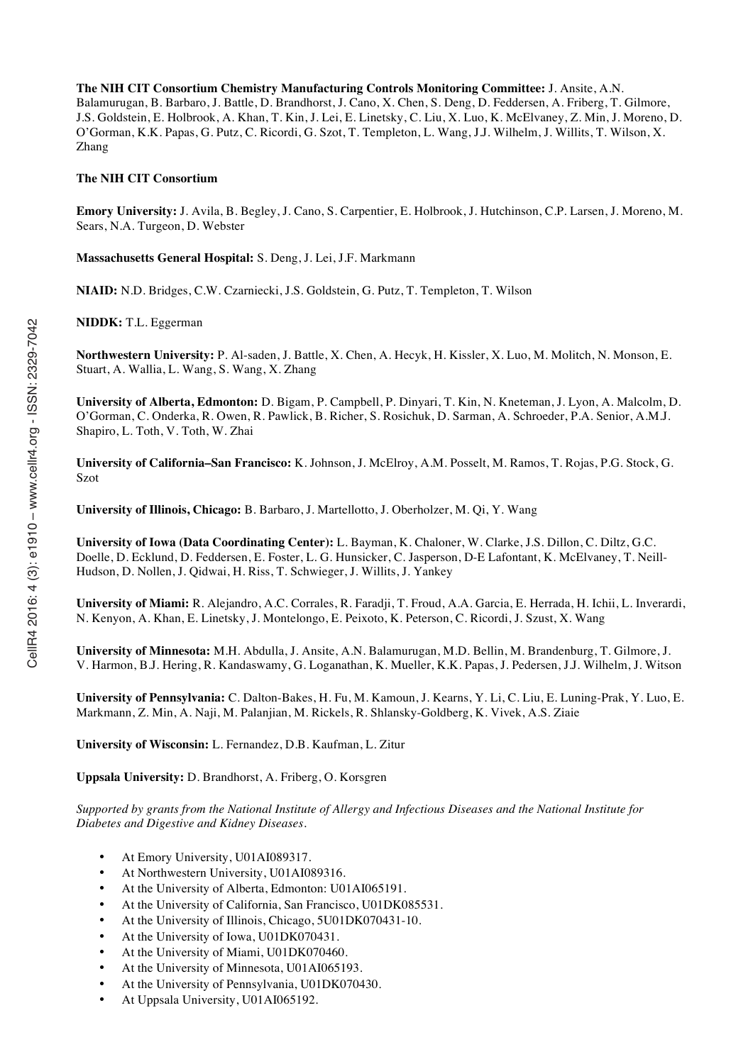**The NIH CIT Consortium Chemistry Manufacturing Controls Monitoring Committee:** J. Ansite, A.N. Balamurugan, B. Barbaro, J. Battle, D. Brandhorst, J. Cano, X. Chen, S. Deng, D. Feddersen, A. Friberg, T. Gilmore, J.S. Goldstein, E. Holbrook, A. Khan, T. Kin, J. Lei, E. Linetsky, C. Liu, X. Luo, K. McElvaney, Z. Min, J. Moreno, D. O'Gorman, K.K. Papas, G. Putz, C. Ricordi, G. Szot, T. Templeton, L. Wang, J.J. Wilhelm, J. Willits, T. Wilson, X. Zhang

**The NIH CIT Consortium**

**Emory University:** J. Avila, B. Begley, J. Cano, S. Carpentier, E. Holbrook, J. Hutchinson, C.P. Larsen, J. Moreno, M. Sears, N.A. Turgeon, D. Webster

**Massachusetts General Hospital:** S. Deng, J. Lei, J.F. Markmann

**NIAID:** N.D. Bridges, C.W. Czarniecki, J.S. Goldstein, G. Putz, T. Templeton, T. Wilson

**NIDDK:** T.L. Eggerman

**Northwestern University:** P. Al-saden, J. Battle, X. Chen, A. Hecyk, H. Kissler, X. Luo, M. Molitch, N. Monson, E. Stuart, A. Wallia, L. Wang, S. Wang, X. Zhang

**University of Alberta, Edmonton:** D. Bigam, P. Campbell, P. Dinyari, T. Kin, N. Kneteman, J. Lyon, A. Malcolm, D. O'Gorman, C. Onderka, R. Owen, R. Pawlick, B. Richer, S. Rosichuk, D. Sarman, A. Schroeder, P.A. Senior, A.M.J. Shapiro, L. Toth, V. Toth, W. Zhai

**University of California–San Francisco:** K. Johnson, J. McElroy, A.M. Posselt, M. Ramos, T. Rojas, P.G. Stock, G. Szot

**University of Illinois, Chicago:** B. Barbaro, J. Martellotto, J. Oberholzer, M. Qi, Y. Wang

**University of Iowa (Data Coordinating Center):** L. Bayman, K. Chaloner, W. Clarke, J.S. Dillon, C. Diltz, G.C. Doelle, D. Ecklund, D. Feddersen, E. Foster, L. G. Hunsicker, C. Jasperson, D-E Lafontant, K. McElvaney, T. Neill-Hudson, D. Nollen, J. Qidwai, H. Riss, T. Schwieger, J. Willits, J. Yankey

**University of Miami:** R. Alejandro, A.C. Corrales, R. Faradji, T. Froud, A.A. Garcia, E. Herrada, H. Ichii, L. Inverardi, N. Kenyon, A. Khan, E. Linetsky, J. Montelongo, E. Peixoto, K. Peterson, C. Ricordi, J. Szust, X. Wang

**University of Minnesota:** M.H. Abdulla, J. Ansite, A.N. Balamurugan, M.D. Bellin, M. Brandenburg, T. Gilmore, J. V. Harmon, B.J. Hering, R. Kandaswamy, G. Loganathan, K. Mueller, K.K. Papas, J. Pedersen, J.J. Wilhelm, J. Witson

**University of Pennsylvania:** C. Dalton-Bakes, H. Fu, M. Kamoun, J. Kearns, Y. Li, C. Liu, E. Luning-Prak, Y. Luo, E. Markmann, Z. Min, A. Naji, M. Palanjian, M. Rickels, R. Shlansky-Goldberg, K. Vivek, A.S. Ziaie

**University of Wisconsin:** L. Fernandez, D.B. Kaufman, L. Zitur

**Uppsala University:** D. Brandhorst, A. Friberg, O. Korsgren

*Supported by grants from the National Institute of Allergy and Infectious Diseases and the National Institute for Diabetes and Digestive and Kidney Diseases.*

- At Emory University, U01AI089317.
- At Northwestern University, U01AI089316.
- At the University of Alberta, Edmonton: U01AI065191.
- At the University of California, San Francisco, U01DK085531.
- At the University of Illinois, Chicago, 5U01DK070431-10.
- At the University of Iowa, U01DK070431.
- At the University of Miami, U01DK070460.
- At the University of Minnesota, U01AI065193.
- At the University of Pennsylvania, U01DK070430.
- At Uppsala University, U01AI065192.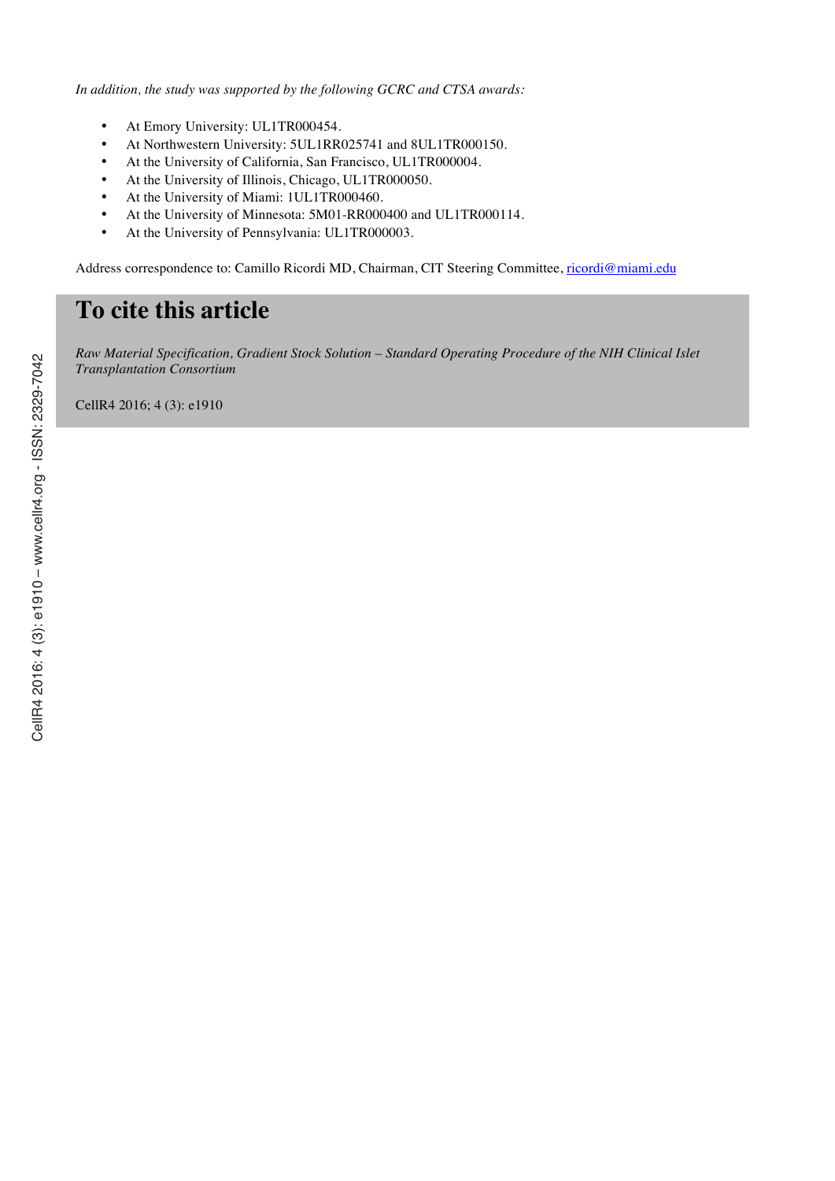*In addition, the study was supported by the following GCRC and CTSA awards:*

- At Emory University: UL1TR000454.
- At Northwestern University: 5UL1RR025741 and 8UL1TR000150.
- At the University of California, San Francisco, UL1TR000004.
- At the University of Illinois, Chicago, UL1TR000050.
- At the University of Miami: 1UL1TR000460.
- At the University of Minnesota: 5M01-RR000400 and UL1TR000114.
- At the University of Pennsylvania: UL1TR000003.

Address correspondence to: Camillo Ricordi MD, Chairman, CIT Steering Committee, ricordi@miami.edu

# To cite this article

*Raw Material Specification, Gradient Stock Solution – Standard Operating Procedure of the NIH Clinical Islet Transplantation Consortium*

CellR4 2016; 4 (3): e1910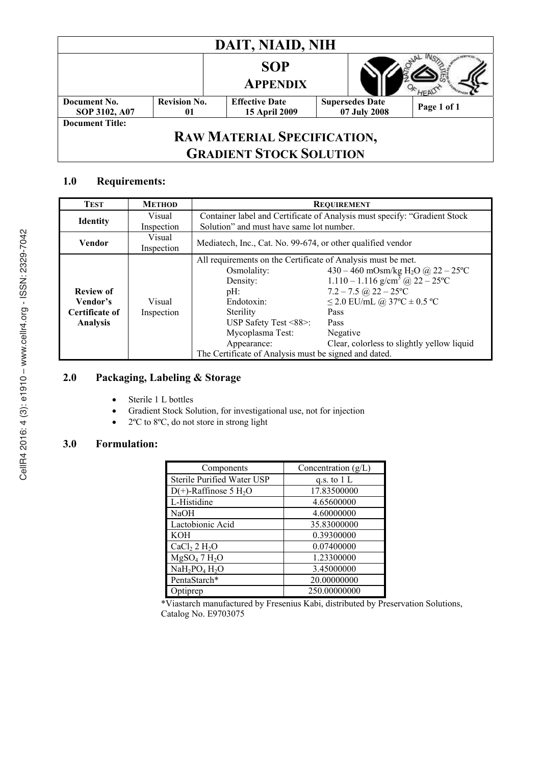| DAIT, NIAID, NIH | | | | |
|---|---|---|---|---|
| | **SOP APPENDIX** | | | |
| **Document No.** SOP 3102, A07 | **Revision No.** 01 | **Effective Date** 15 April 2009 | **Supersedes Date** 07 July 2008 | Page 1 of 1 |
| **Document Title:** | | | | |

# RAW MATERIAL SPECIFICATION, GRADIENT STOCK SOLUTION

## 1.0 Requirements:

| TEST | METHOD | REQUIREMENT |
|---|---|---|
| **Identity** | Visual Inspection | Container label and Certificate of Analysis must specify: "Gradient Stock Solution" and must have same lot number. |
| **Vendor** | Visual Inspection | Mediatech, Inc., Cat. No. 99-674, or other qualified vendor |
| **Review of Vendor's Certificate of Analysis** | Visual Inspection | All requirements on the Certificate of Analysis must be met.<br>Osmolality: 430 – 460 mOsm/kg $H_2O$ @ 22 – 25ºC<br>Density: 1.110 – 1.116 g/cm$^3$ @ 22 – 25ºC<br>pH: 7.2 – 7.5 @ 22 – 25ºC<br>Endotoxin: ≤ 2.0 EU/mL @ 37ºC ± 0.5 ºC<br>Sterility: Pass<br>USP Safety Test <88>: Pass<br>Mycoplasma Test: Negative<br>Appearance: Clear, colorless to slightly yellow liquid<br>The Certificate of Analysis must be signed and dated. |

## 2.0 Packaging, Labeling & Storage

- Sterile 1 L bottles
- Gradient Stock Solution, for investigational use, not for injection
- 2ºC to 8ºC, do not store in strong light

## 3.0 Formulation:

| Components | Concentration (g/L) |
|---|---|
| Sterile Purified Water USP | q.s. to 1 L |
| D(+)-Raffinose 5 $H_2O$ | 17.83500000 |
| L-Histidine | 4.65600000 |
| NaOH | 4.60000000 |
| Lactobionic Acid | 35.83000000 |
| KOH | 0.39300000 |
| $CaCl_2$ 2 $H_2O$ | 0.07400000 |
| $MgSO_4$ 7 $H_2O$ | 1.23300000 |
| $NaH_2PO_4$ $H_2O$ | 3.45000000 |
| PentaStarch* | 20.00000000 |
| Optiprep | 250.00000000 |

*Viastarch manufactured by Fresenius Kabi, distributed by Preservation Solutions, Catalog No. E9703075